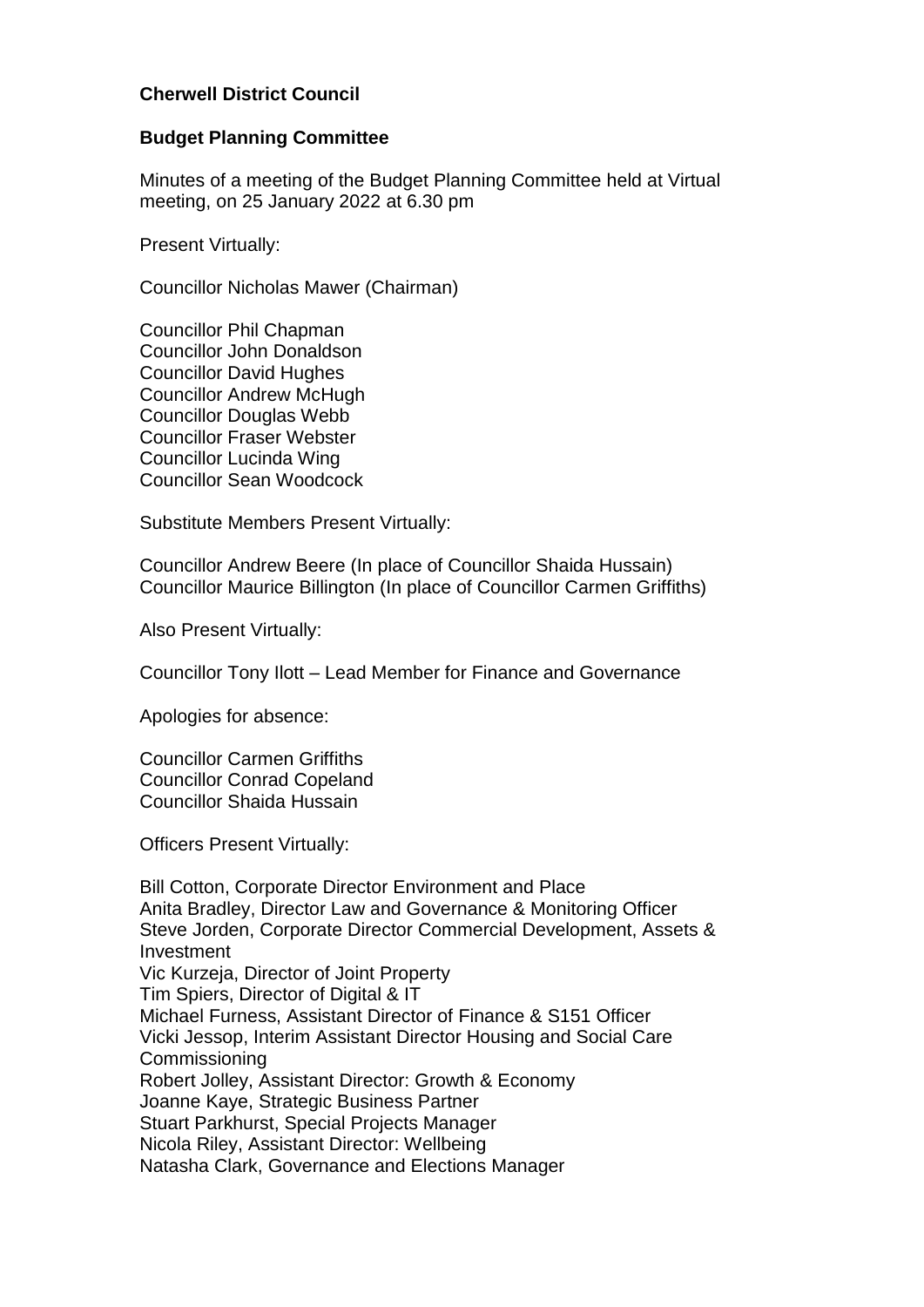**Cherwell District Council**

**Budget Planning Committee**

Minutes of a meeting of the Budget Planning Committee held at Virtual meeting, on 25 January 2022 at 6.30 pm

Present Virtually:

Councillor Nicholas Mawer (Chairman)

Councillor Phil Chapman
Councillor John Donaldson
Councillor David Hughes
Councillor Andrew McHugh
Councillor Douglas Webb
Councillor Fraser Webster
Councillor Lucinda Wing
Councillor Sean Woodcock

Substitute Members Present Virtually:

Councillor Andrew Beere (In place of Councillor Shaida Hussain)
Councillor Maurice Billington (In place of Councillor Carmen Griffiths)

Also Present Virtually:

Councillor Tony Ilott – Lead Member for Finance and Governance

Apologies for absence:

Councillor Carmen Griffiths
Councillor Conrad Copeland
Councillor Shaida Hussain

Officers Present Virtually:

Bill Cotton, Corporate Director Environment and Place
Anita Bradley, Director Law and Governance & Monitoring Officer
Steve Jorden, Corporate Director Commercial Development, Assets & Investment
Vic Kurzeja, Director of Joint Property
Tim Spiers, Director of Digital & IT
Michael Furness, Assistant Director of Finance & S151 Officer
Vicki Jessop, Interim Assistant Director Housing and Social Care Commissioning
Robert Jolley, Assistant Director: Growth & Economy
Joanne Kaye, Strategic Business Partner
Stuart Parkhurst, Special Projects Manager
Nicola Riley, Assistant Director: Wellbeing
Natasha Clark, Governance and Elections Manager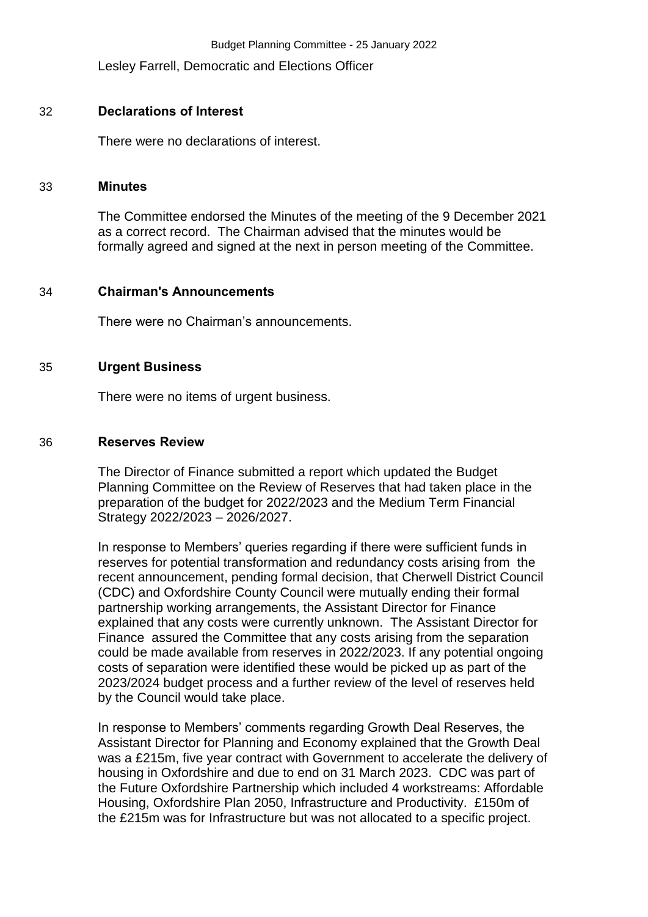Lesley Farrell, Democratic and Elections Officer

## 32 Declarations of Interest

There were no declarations of interest.

## 33 Minutes

The Committee endorsed the Minutes of the meeting of the 9 December 2021 as a correct record. The Chairman advised that the minutes would be formally agreed and signed at the next in person meeting of the Committee.

## 34 Chairman's Announcements

There were no Chairman's announcements.

## 35 Urgent Business

There were no items of urgent business.

## 36 Reserves Review

The Director of Finance submitted a report which updated the Budget Planning Committee on the Review of Reserves that had taken place in the preparation of the budget for 2022/2023 and the Medium Term Financial Strategy 2022/2023 – 2026/2027.

In response to Members' queries regarding if there were sufficient funds in reserves for potential transformation and redundancy costs arising from the recent announcement, pending formal decision, that Cherwell District Council (CDC) and Oxfordshire County Council were mutually ending their formal partnership working arrangements, the Assistant Director for Finance explained that any costs were currently unknown. The Assistant Director for Finance assured the Committee that any costs arising from the separation could be made available from reserves in 2022/2023. If any potential ongoing costs of separation were identified these would be picked up as part of the 2023/2024 budget process and a further review of the level of reserves held by the Council would take place.

In response to Members' comments regarding Growth Deal Reserves, the Assistant Director for Planning and Economy explained that the Growth Deal was a £215m, five year contract with Government to accelerate the delivery of housing in Oxfordshire and due to end on 31 March 2023. CDC was part of the Future Oxfordshire Partnership which included 4 workstreams: Affordable Housing, Oxfordshire Plan 2050, Infrastructure and Productivity. £150m of the £215m was for Infrastructure but was not allocated to a specific project.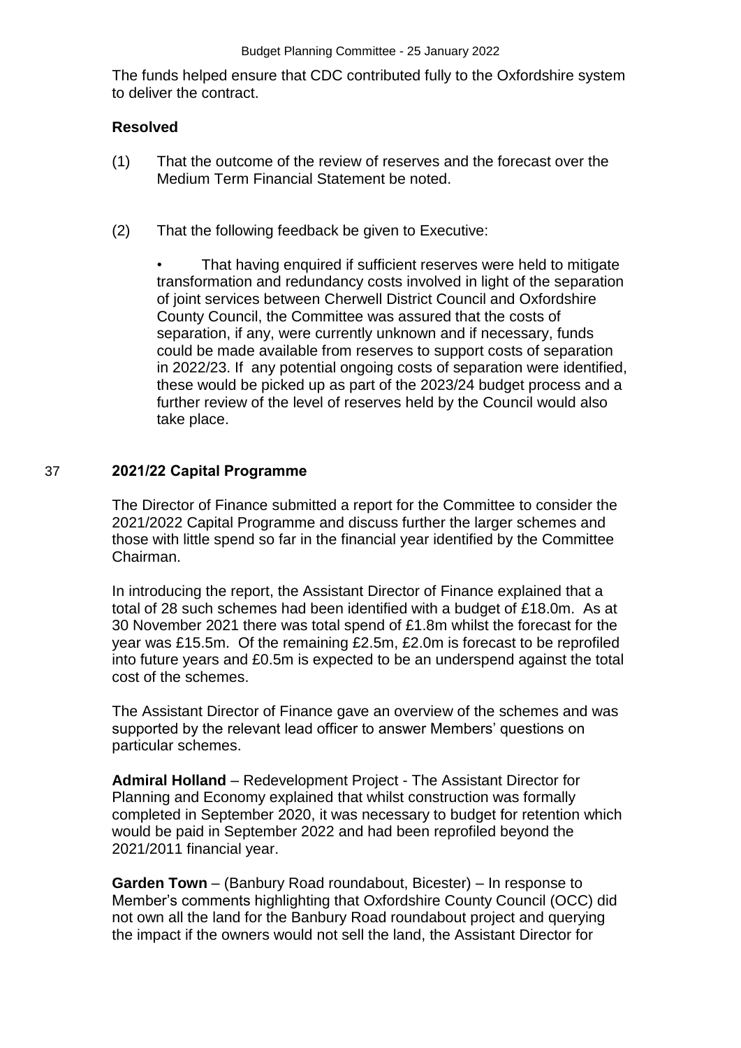The funds helped ensure that CDC contributed fully to the Oxfordshire system to deliver the contract.

**Resolved**

(1) That the outcome of the review of reserves and the forecast over the Medium Term Financial Statement be noted.

(2) That the following feedback be given to Executive:

- That having enquired if sufficient reserves were held to mitigate transformation and redundancy costs involved in light of the separation of joint services between Cherwell District Council and Oxfordshire County Council, the Committee was assured that the costs of separation, if any, were currently unknown and if necessary, funds could be made available from reserves to support costs of separation in 2022/23. If any potential ongoing costs of separation were identified, these would be picked up as part of the 2023/24 budget process and a further review of the level of reserves held by the Council would also take place.

## 37 2021/22 Capital Programme

The Director of Finance submitted a report for the Committee to consider the 2021/2022 Capital Programme and discuss further the larger schemes and those with little spend so far in the financial year identified by the Committee Chairman.

In introducing the report, the Assistant Director of Finance explained that a total of 28 such schemes had been identified with a budget of £18.0m. As at 30 November 2021 there was total spend of £1.8m whilst the forecast for the year was £15.5m. Of the remaining £2.5m, £2.0m is forecast to be reprofiled into future years and £0.5m is expected to be an underspend against the total cost of the schemes.

The Assistant Director of Finance gave an overview of the schemes and was supported by the relevant lead officer to answer Members' questions on particular schemes.

**Admiral Holland** – Redevelopment Project - The Assistant Director for Planning and Economy explained that whilst construction was formally completed in September 2020, it was necessary to budget for retention which would be paid in September 2022 and had been reprofiled beyond the 2021/2011 financial year.

**Garden Town** – (Banbury Road roundabout, Bicester) – In response to Member's comments highlighting that Oxfordshire County Council (OCC) did not own all the land for the Banbury Road roundabout project and querying the impact if the owners would not sell the land, the Assistant Director for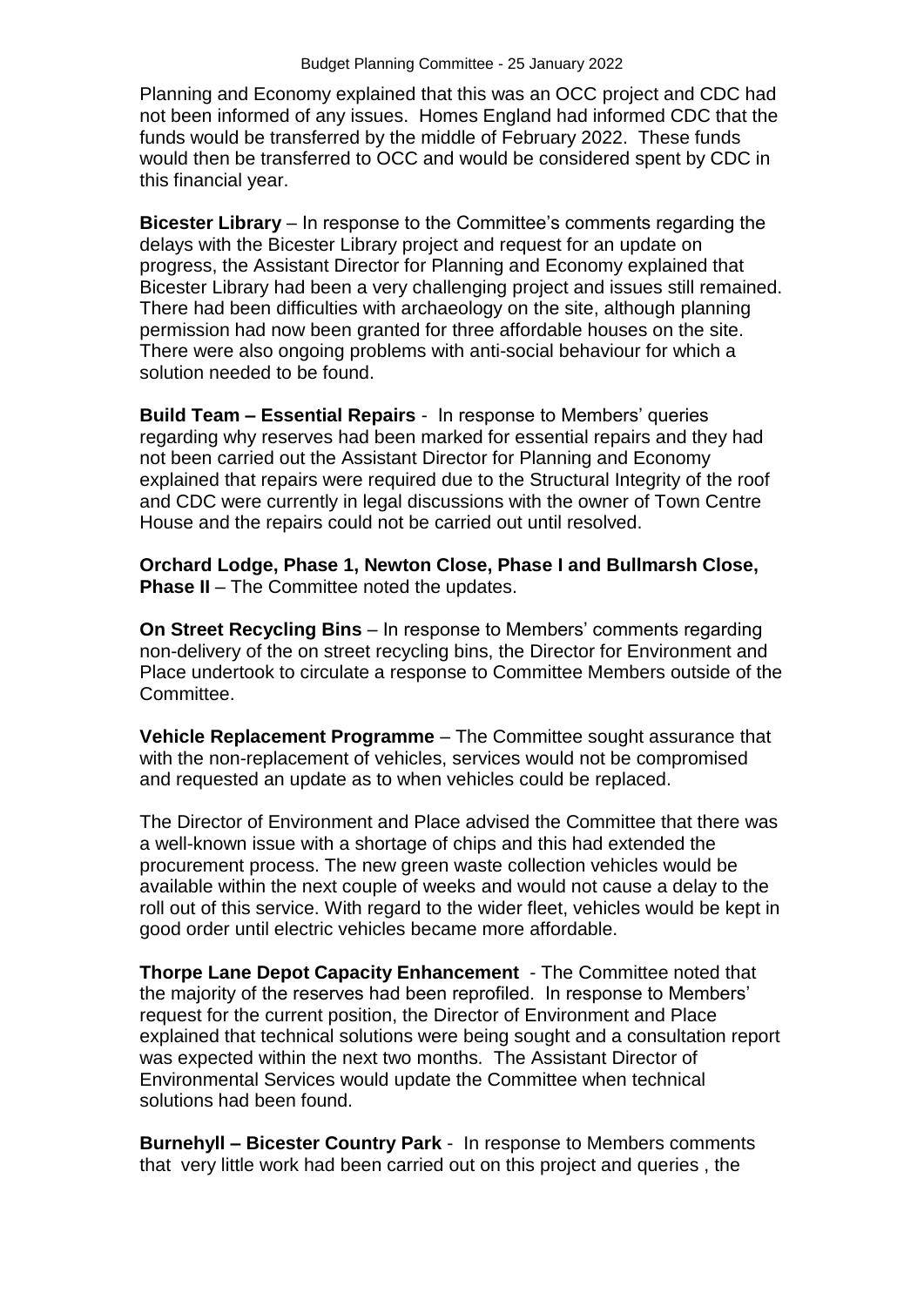Planning and Economy explained that this was an OCC project and CDC had not been informed of any issues. Homes England had informed CDC that the funds would be transferred by the middle of February 2022. These funds would then be transferred to OCC and would be considered spent by CDC in this financial year.

**Bicester Library** – In response to the Committee's comments regarding the delays with the Bicester Library project and request for an update on progress, the Assistant Director for Planning and Economy explained that Bicester Library had been a very challenging project and issues still remained. There had been difficulties with archaeology on the site, although planning permission had now been granted for three affordable houses on the site. There were also ongoing problems with anti-social behaviour for which a solution needed to be found.

**Build Team – Essential Repairs** - In response to Members' queries regarding why reserves had been marked for essential repairs and they had not been carried out the Assistant Director for Planning and Economy explained that repairs were required due to the Structural Integrity of the roof and CDC were currently in legal discussions with the owner of Town Centre House and the repairs could not be carried out until resolved.

**Orchard Lodge, Phase 1, Newton Close, Phase I and Bullmarsh Close, Phase II** – The Committee noted the updates.

**On Street Recycling Bins** – In response to Members' comments regarding non-delivery of the on street recycling bins, the Director for Environment and Place undertook to circulate a response to Committee Members outside of the Committee.

**Vehicle Replacement Programme** – The Committee sought assurance that with the non-replacement of vehicles, services would not be compromised and requested an update as to when vehicles could be replaced.

The Director of Environment and Place advised the Committee that there was a well-known issue with a shortage of chips and this had extended the procurement process. The new green waste collection vehicles would be available within the next couple of weeks and would not cause a delay to the roll out of this service. With regard to the wider fleet, vehicles would be kept in good order until electric vehicles became more affordable.

**Thorpe Lane Depot Capacity Enhancement** - The Committee noted that the majority of the reserves had been reprofiled. In response to Members' request for the current position, the Director of Environment and Place explained that technical solutions were being sought and a consultation report was expected within the next two months. The Assistant Director of Environmental Services would update the Committee when technical solutions had been found.

**Burnehyll – Bicester Country Park** - In response to Members comments that very little work had been carried out on this project and queries , the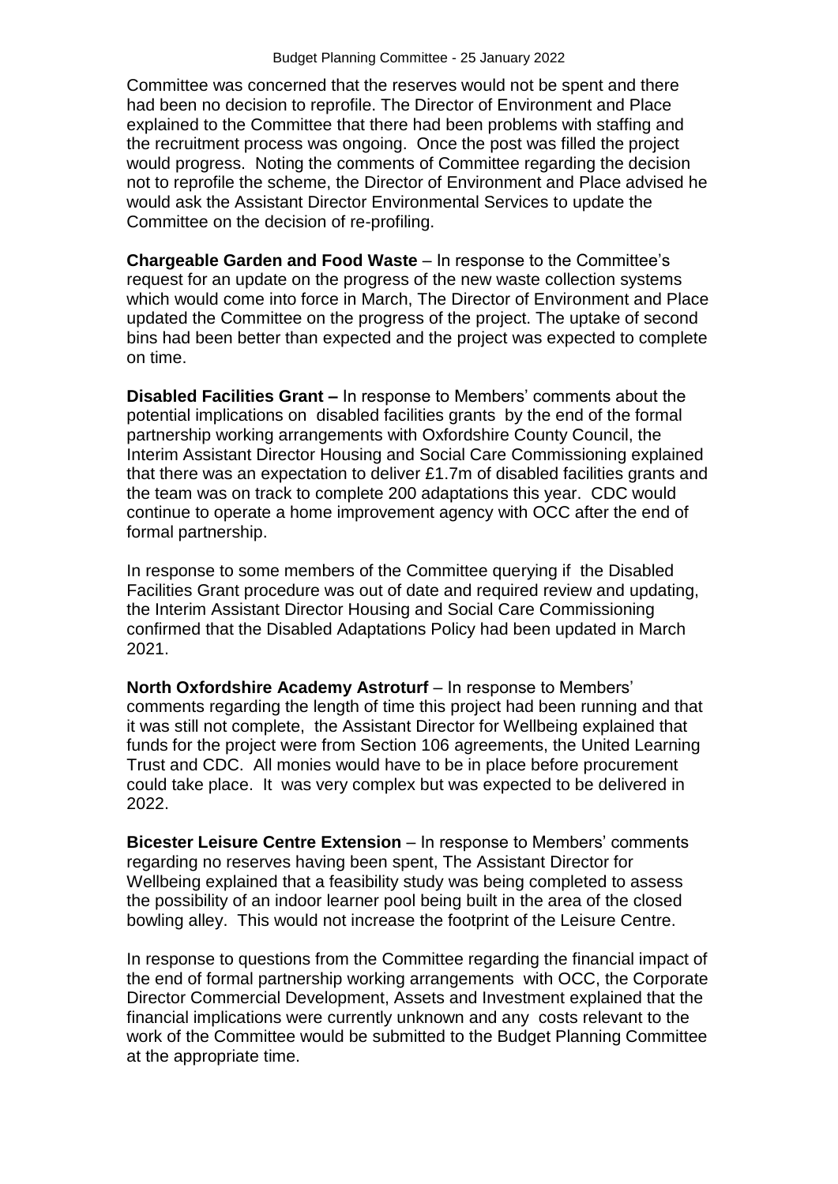Committee was concerned that the reserves would not be spent and there had been no decision to reprofile. The Director of Environment and Place explained to the Committee that there had been problems with staffing and the recruitment process was ongoing. Once the post was filled the project would progress. Noting the comments of Committee regarding the decision not to reprofile the scheme, the Director of Environment and Place advised he would ask the Assistant Director Environmental Services to update the Committee on the decision of re-profiling.

**Chargeable Garden and Food Waste** – In response to the Committee's request for an update on the progress of the new waste collection systems which would come into force in March, The Director of Environment and Place updated the Committee on the progress of the project. The uptake of second bins had been better than expected and the project was expected to complete on time.

**Disabled Facilities Grant –** In response to Members' comments about the potential implications on disabled facilities grants by the end of the formal partnership working arrangements with Oxfordshire County Council, the Interim Assistant Director Housing and Social Care Commissioning explained that there was an expectation to deliver £1.7m of disabled facilities grants and the team was on track to complete 200 adaptations this year. CDC would continue to operate a home improvement agency with OCC after the end of formal partnership.

In response to some members of the Committee querying if the Disabled Facilities Grant procedure was out of date and required review and updating, the Interim Assistant Director Housing and Social Care Commissioning confirmed that the Disabled Adaptations Policy had been updated in March 2021.

**North Oxfordshire Academy Astroturf** – In response to Members' comments regarding the length of time this project had been running and that it was still not complete, the Assistant Director for Wellbeing explained that funds for the project were from Section 106 agreements, the United Learning Trust and CDC. All monies would have to be in place before procurement could take place. It was very complex but was expected to be delivered in 2022.

**Bicester Leisure Centre Extension** – In response to Members' comments regarding no reserves having been spent, The Assistant Director for Wellbeing explained that a feasibility study was being completed to assess the possibility of an indoor learner pool being built in the area of the closed bowling alley. This would not increase the footprint of the Leisure Centre.

In response to questions from the Committee regarding the financial impact of the end of formal partnership working arrangements with OCC, the Corporate Director Commercial Development, Assets and Investment explained that the financial implications were currently unknown and any costs relevant to the work of the Committee would be submitted to the Budget Planning Committee at the appropriate time.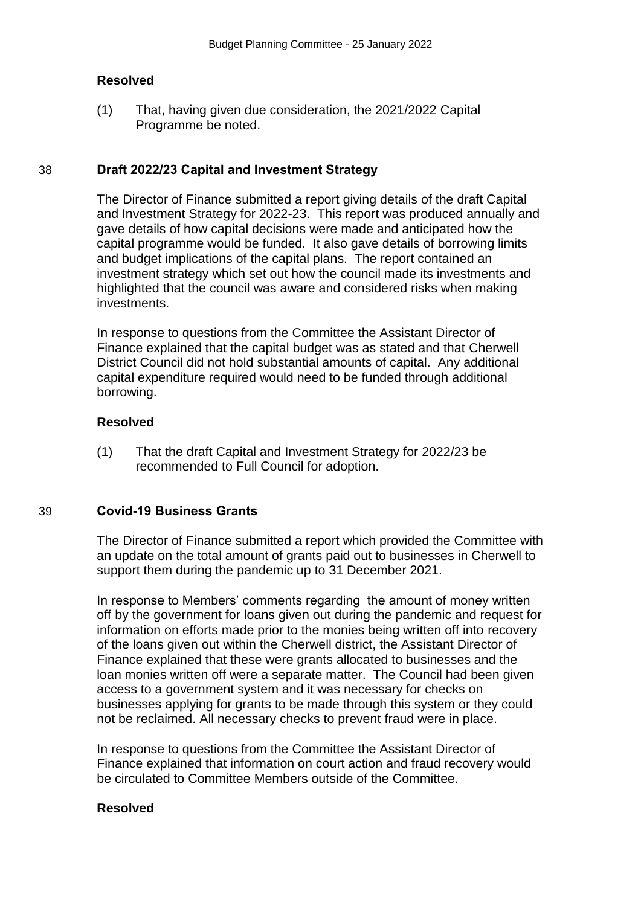**Resolved**

(1) That, having given due consideration, the 2021/2022 Capital Programme be noted.

## 38 Draft 2022/23 Capital and Investment Strategy

The Director of Finance submitted a report giving details of the draft Capital and Investment Strategy for 2022-23. This report was produced annually and gave details of how capital decisions were made and anticipated how the capital programme would be funded. It also gave details of borrowing limits and budget implications of the capital plans. The report contained an investment strategy which set out how the council made its investments and highlighted that the council was aware and considered risks when making investments.

In response to questions from the Committee the Assistant Director of Finance explained that the capital budget was as stated and that Cherwell District Council did not hold substantial amounts of capital. Any additional capital expenditure required would need to be funded through additional borrowing.

**Resolved**

(1) That the draft Capital and Investment Strategy for 2022/23 be recommended to Full Council for adoption.

## 39 Covid-19 Business Grants

The Director of Finance submitted a report which provided the Committee with an update on the total amount of grants paid out to businesses in Cherwell to support them during the pandemic up to 31 December 2021.

In response to Members' comments regarding the amount of money written off by the government for loans given out during the pandemic and request for information on efforts made prior to the monies being written off into recovery of the loans given out within the Cherwell district, the Assistant Director of Finance explained that these were grants allocated to businesses and the loan monies written off were a separate matter. The Council had been given access to a government system and it was necessary for checks on businesses applying for grants to be made through this system or they could not be reclaimed. All necessary checks to prevent fraud were in place.

In response to questions from the Committee the Assistant Director of Finance explained that information on court action and fraud recovery would be circulated to Committee Members outside of the Committee.

**Resolved**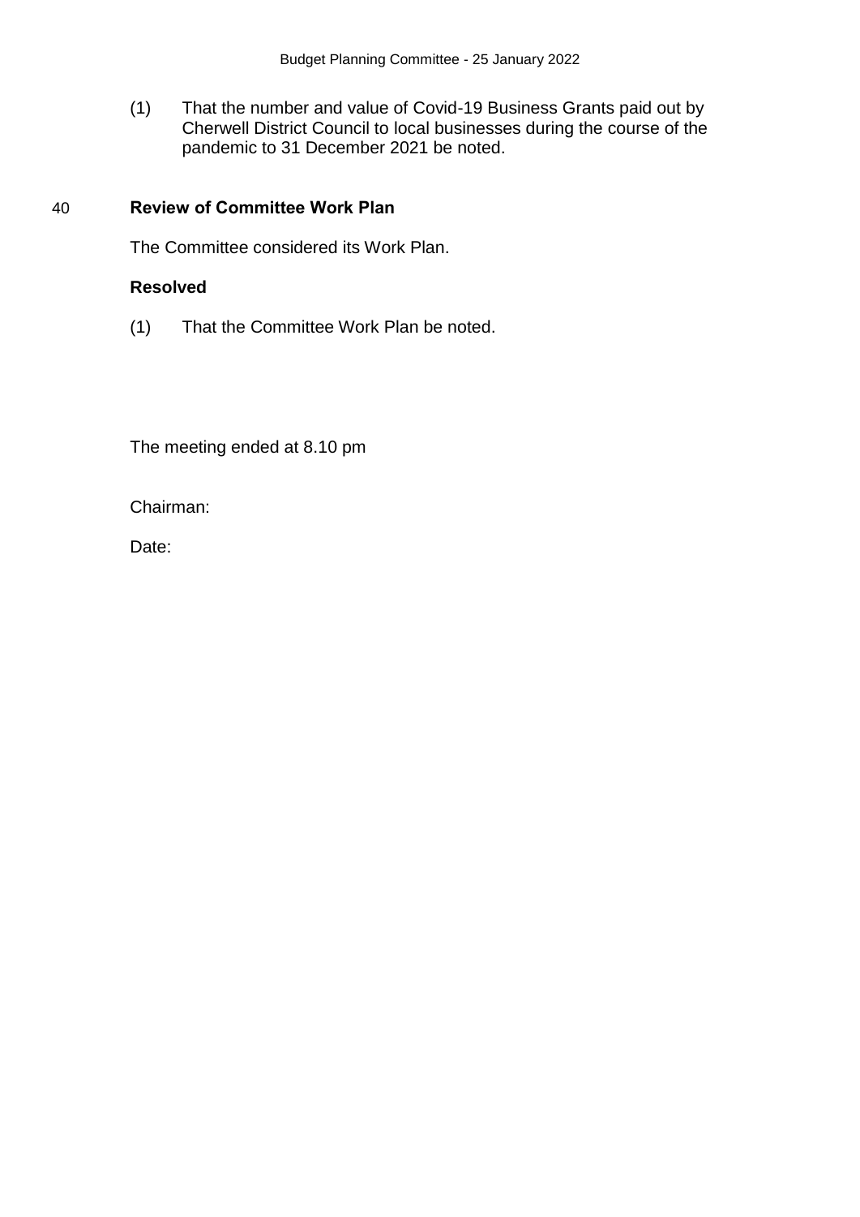(1) That the number and value of Covid-19 Business Grants paid out by Cherwell District Council to local businesses during the course of the pandemic to 31 December 2021 be noted.

### 40 Review of Committee Work Plan

The Committee considered its Work Plan.

**Resolved**

(1) That the Committee Work Plan be noted.

The meeting ended at 8.10 pm

Chairman:

Date: